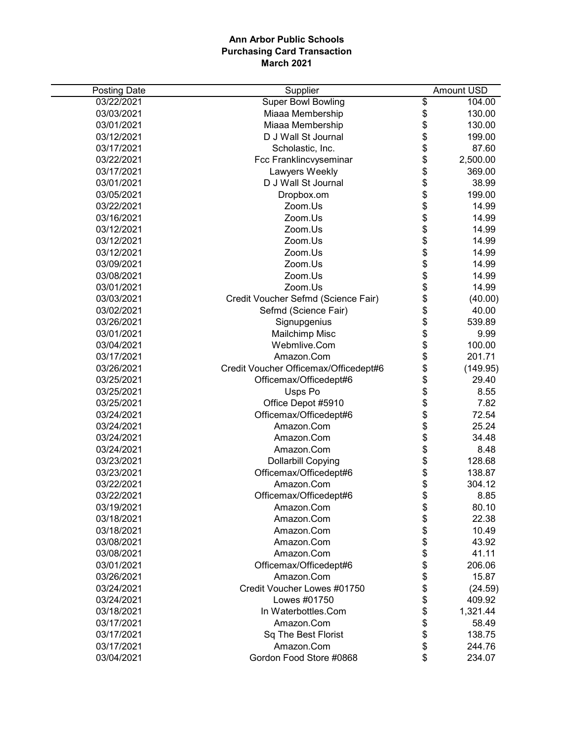**Ann Arbor Public Schools**
**Purchasing Card Transaction**
**March 2021**

| Posting Date | Supplier | Amount USD |
|---|---|---|
| 03/22/2021 | Super Bowl Bowling | $ 104.00 |
| 03/03/2021 | Miaaa Membership | $ 130.00 |
| 03/01/2021 | Miaaa Membership | $ 130.00 |
| 03/12/2021 | D J Wall St Journal | $ 199.00 |
| 03/17/2021 | Scholastic, Inc. | $ 87.60 |
| 03/22/2021 | Fcc Franklincvyseminar | $ 2,500.00 |
| 03/17/2021 | Lawyers Weekly | $ 369.00 |
| 03/01/2021 | D J Wall St Journal | $ 38.99 |
| 03/05/2021 | Dropbox.om | $ 199.00 |
| 03/22/2021 | Zoom.Us | $ 14.99 |
| 03/16/2021 | Zoom.Us | $ 14.99 |
| 03/12/2021 | Zoom.Us | $ 14.99 |
| 03/12/2021 | Zoom.Us | $ 14.99 |
| 03/12/2021 | Zoom.Us | $ 14.99 |
| 03/09/2021 | Zoom.Us | $ 14.99 |
| 03/08/2021 | Zoom.Us | $ 14.99 |
| 03/01/2021 | Zoom.Us | $ 14.99 |
| 03/03/2021 | Credit Voucher Sefmd (Science Fair) | $ (40.00) |
| 03/02/2021 | Sefmd (Science Fair) | $ 40.00 |
| 03/26/2021 | Signupgenius | $ 539.89 |
| 03/01/2021 | Mailchimp Misc | $ 9.99 |
| 03/04/2021 | Webmlive.Com | $ 100.00 |
| 03/17/2021 | Amazon.Com | $ 201.71 |
| 03/26/2021 | Credit Voucher Officemax/Officedept#6 | $ (149.95) |
| 03/25/2021 | Officemax/Officedept#6 | $ 29.40 |
| 03/25/2021 | Usps Po | $ 8.55 |
| 03/25/2021 | Office Depot #5910 | $ 7.82 |
| 03/24/2021 | Officemax/Officedept#6 | $ 72.54 |
| 03/24/2021 | Amazon.Com | $ 25.24 |
| 03/24/2021 | Amazon.Com | $ 34.48 |
| 03/24/2021 | Amazon.Com | $ 8.48 |
| 03/23/2021 | Dollarbill Copying | $ 128.68 |
| 03/23/2021 | Officemax/Officedept#6 | $ 138.87 |
| 03/22/2021 | Amazon.Com | $ 304.12 |
| 03/22/2021 | Officemax/Officedept#6 | $ 8.85 |
| 03/19/2021 | Amazon.Com | $ 80.10 |
| 03/18/2021 | Amazon.Com | $ 22.38 |
| 03/18/2021 | Amazon.Com | $ 10.49 |
| 03/08/2021 | Amazon.Com | $ 43.92 |
| 03/08/2021 | Amazon.Com | $ 41.11 |
| 03/01/2021 | Officemax/Officedept#6 | $ 206.06 |
| 03/26/2021 | Amazon.Com | $ 15.87 |
| 03/24/2021 | Credit Voucher Lowes #01750 | $ (24.59) |
| 03/24/2021 | Lowes #01750 | $ 409.92 |
| 03/18/2021 | In Waterbottles.Com | $ 1,321.44 |
| 03/17/2021 | Amazon.Com | $ 58.49 |
| 03/17/2021 | Sq The Best Florist | $ 138.75 |
| 03/17/2021 | Amazon.Com | $ 244.76 |
| 03/04/2021 | Gordon Food Store #0868 | $ 234.07 |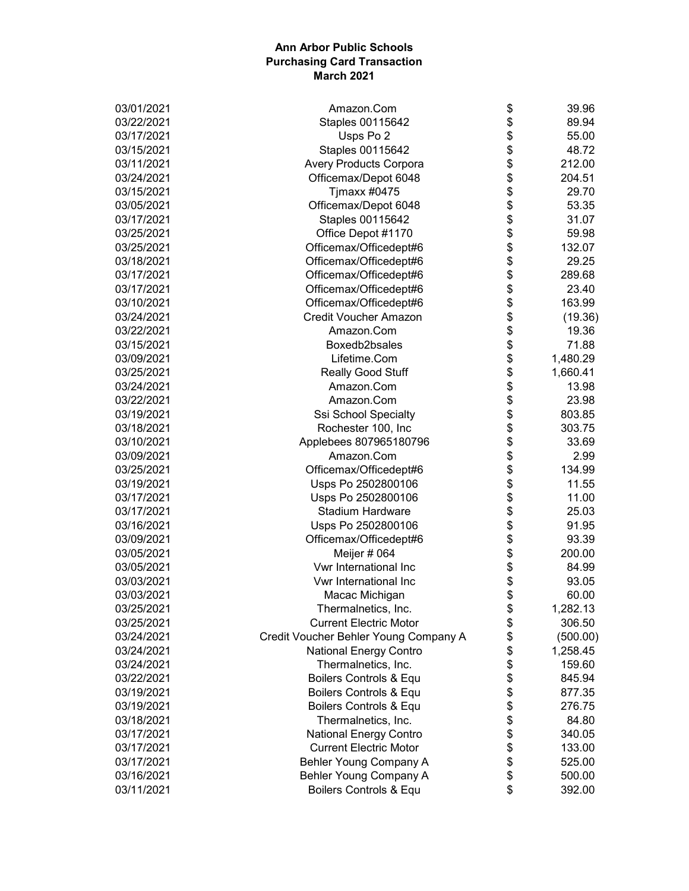**Ann Arbor Public Schools**
**Purchasing Card Transaction**
**March 2021**

| | | | |
|---|---|---|---|
| 03/01/2021 | Amazon.Com | $ | 39.96 |
| 03/22/2021 | Staples 00115642 | $ | 89.94 |
| 03/17/2021 | Usps Po 2 | $ | 55.00 |
| 03/15/2021 | Staples 00115642 | $ | 48.72 |
| 03/11/2021 | Avery Products Corpora | $ | 212.00 |
| 03/24/2021 | Officemax/Depot 6048 | $ | 204.51 |
| 03/15/2021 | Tjmaxx #0475 | $ | 29.70 |
| 03/05/2021 | Officemax/Depot 6048 | $ | 53.35 |
| 03/17/2021 | Staples 00115642 | $ | 31.07 |
| 03/25/2021 | Office Depot #1170 | $ | 59.98 |
| 03/25/2021 | Officemax/Officedept#6 | $ | 132.07 |
| 03/18/2021 | Officemax/Officedept#6 | $ | 29.25 |
| 03/17/2021 | Officemax/Officedept#6 | $ | 289.68 |
| 03/17/2021 | Officemax/Officedept#6 | $ | 23.40 |
| 03/10/2021 | Officemax/Officedept#6 | $ | 163.99 |
| 03/24/2021 | Credit Voucher Amazon | $ | (19.36) |
| 03/22/2021 | Amazon.Com | $ | 19.36 |
| 03/15/2021 | Boxedb2bsales | $ | 71.88 |
| 03/09/2021 | Lifetime.Com | $ | 1,480.29 |
| 03/25/2021 | Really Good Stuff | $ | 1,660.41 |
| 03/24/2021 | Amazon.Com | $ | 13.98 |
| 03/22/2021 | Amazon.Com | $ | 23.98 |
| 03/19/2021 | Ssi School Specialty | $ | 803.85 |
| 03/18/2021 | Rochester 100, Inc | $ | 303.75 |
| 03/10/2021 | Applebees 807965180796 | $ | 33.69 |
| 03/09/2021 | Amazon.Com | $ | 2.99 |
| 03/25/2021 | Officemax/Officedept#6 | $ | 134.99 |
| 03/19/2021 | Usps Po 2502800106 | $ | 11.55 |
| 03/17/2021 | Usps Po 2502800106 | $ | 11.00 |
| 03/17/2021 | Stadium Hardware | $ | 25.03 |
| 03/16/2021 | Usps Po 2502800106 | $ | 91.95 |
| 03/09/2021 | Officemax/Officedept#6 | $ | 93.39 |
| 03/05/2021 | Meijer # 064 | $ | 200.00 |
| 03/05/2021 | Vwr International Inc | $ | 84.99 |
| 03/03/2021 | Vwr International Inc | $ | 93.05 |
| 03/03/2021 | Macac Michigan | $ | 60.00 |
| 03/25/2021 | Thermalnetics, Inc. | $ | 1,282.13 |
| 03/25/2021 | Current Electric Motor | $ | 306.50 |
| 03/24/2021 | Credit Voucher Behler Young Company A | $ | (500.00) |
| 03/24/2021 | National Energy Contro | $ | 1,258.45 |
| 03/24/2021 | Thermalnetics, Inc. | $ | 159.60 |
| 03/22/2021 | Boilers Controls & Equ | $ | 845.94 |
| 03/19/2021 | Boilers Controls & Equ | $ | 877.35 |
| 03/19/2021 | Boilers Controls & Equ | $ | 276.75 |
| 03/18/2021 | Thermalnetics, Inc. | $ | 84.80 |
| 03/17/2021 | National Energy Contro | $ | 340.05 |
| 03/17/2021 | Current Electric Motor | $ | 133.00 |
| 03/17/2021 | Behler Young Company A | $ | 525.00 |
| 03/16/2021 | Behler Young Company A | $ | 500.00 |
| 03/11/2021 | Boilers Controls & Equ | $ | 392.00 |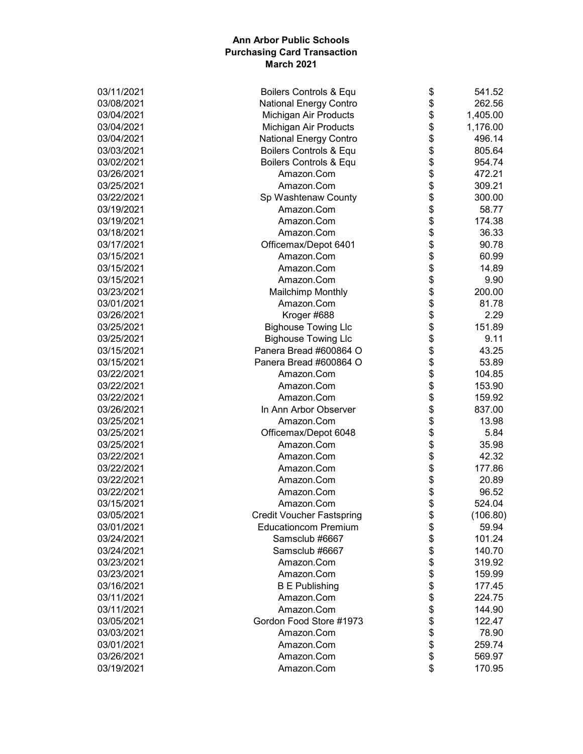**Ann Arbor Public Schools**
**Purchasing Card Transaction**
**March 2021**

| | | | |
|---|---|---|---|
| 03/11/2021 | Boilers Controls & Equ | $ | 541.52 |
| 03/08/2021 | National Energy Contro | $ | 262.56 |
| 03/04/2021 | Michigan Air Products | $ | 1,405.00 |
| 03/04/2021 | Michigan Air Products | $ | 1,176.00 |
| 03/04/2021 | National Energy Contro | $ | 496.14 |
| 03/03/2021 | Boilers Controls & Equ | $ | 805.64 |
| 03/02/2021 | Boilers Controls & Equ | $ | 954.74 |
| 03/26/2021 | Amazon.Com | $ | 472.21 |
| 03/25/2021 | Amazon.Com | $ | 309.21 |
| 03/22/2021 | Sp Washtenaw County | $ | 300.00 |
| 03/19/2021 | Amazon.Com | $ | 58.77 |
| 03/19/2021 | Amazon.Com | $ | 174.38 |
| 03/18/2021 | Amazon.Com | $ | 36.33 |
| 03/17/2021 | Officemax/Depot 6401 | $ | 90.78 |
| 03/15/2021 | Amazon.Com | $ | 60.99 |
| 03/15/2021 | Amazon.Com | $ | 14.89 |
| 03/15/2021 | Amazon.Com | $ | 9.90 |
| 03/23/2021 | Mailchimp Monthly | $ | 200.00 |
| 03/01/2021 | Amazon.Com | $ | 81.78 |
| 03/26/2021 | Kroger #688 | $ | 2.29 |
| 03/25/2021 | Bighouse Towing Llc | $ | 151.89 |
| 03/25/2021 | Bighouse Towing Llc | $ | 9.11 |
| 03/15/2021 | Panera Bread #600864 O | $ | 43.25 |
| 03/15/2021 | Panera Bread #600864 O | $ | 53.89 |
| 03/22/2021 | Amazon.Com | $ | 104.85 |
| 03/22/2021 | Amazon.Com | $ | 153.90 |
| 03/22/2021 | Amazon.Com | $ | 159.92 |
| 03/26/2021 | In Ann Arbor Observer | $ | 837.00 |
| 03/25/2021 | Amazon.Com | $ | 13.98 |
| 03/25/2021 | Officemax/Depot 6048 | $ | 5.84 |
| 03/25/2021 | Amazon.Com | $ | 35.98 |
| 03/22/2021 | Amazon.Com | $ | 42.32 |
| 03/22/2021 | Amazon.Com | $ | 177.86 |
| 03/22/2021 | Amazon.Com | $ | 20.89 |
| 03/22/2021 | Amazon.Com | $ | 96.52 |
| 03/15/2021 | Amazon.Com | $ | 524.04 |
| 03/05/2021 | Credit Voucher Fastspring | $ | (106.80) |
| 03/01/2021 | Educationcom Premium | $ | 59.94 |
| 03/24/2021 | Samsclub #6667 | $ | 101.24 |
| 03/24/2021 | Samsclub #6667 | $ | 140.70 |
| 03/23/2021 | Amazon.Com | $ | 319.92 |
| 03/23/2021 | Amazon.Com | $ | 159.99 |
| 03/16/2021 | B E Publishing | $ | 177.45 |
| 03/11/2021 | Amazon.Com | $ | 224.75 |
| 03/11/2021 | Amazon.Com | $ | 144.90 |
| 03/05/2021 | Gordon Food Store #1973 | $ | 122.47 |
| 03/03/2021 | Amazon.Com | $ | 78.90 |
| 03/01/2021 | Amazon.Com | $ | 259.74 |
| 03/26/2021 | Amazon.Com | $ | 569.97 |
| 03/19/2021 | Amazon.Com | $ | 170.95 |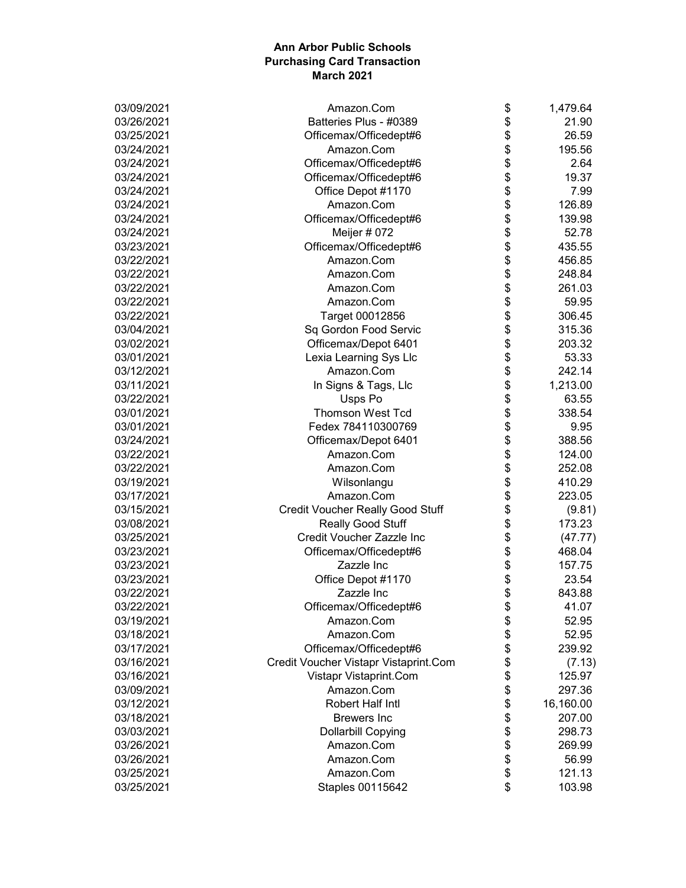**Ann Arbor Public Schools**
**Purchasing Card Transaction**
**March 2021**

| Date | Vendor | | Amount |
|---|---|---|---|
| 03/09/2021 | Amazon.Com | $ | 1,479.64 |
| 03/26/2021 | Batteries Plus - #0389 | $ | 21.90 |
| 03/25/2021 | Officemax/Officedept#6 | $ | 26.59 |
| 03/24/2021 | Amazon.Com | $ | 195.56 |
| 03/24/2021 | Officemax/Officedept#6 | $ | 2.64 |
| 03/24/2021 | Officemax/Officedept#6 | $ | 19.37 |
| 03/24/2021 | Office Depot #1170 | $ | 7.99 |
| 03/24/2021 | Amazon.Com | $ | 126.89 |
| 03/24/2021 | Officemax/Officedept#6 | $ | 139.98 |
| 03/24/2021 | Meijer # 072 | $ | 52.78 |
| 03/23/2021 | Officemax/Officedept#6 | $ | 435.55 |
| 03/22/2021 | Amazon.Com | $ | 456.85 |
| 03/22/2021 | Amazon.Com | $ | 248.84 |
| 03/22/2021 | Amazon.Com | $ | 261.03 |
| 03/22/2021 | Amazon.Com | $ | 59.95 |
| 03/22/2021 | Target 00012856 | $ | 306.45 |
| 03/04/2021 | Sq Gordon Food Servic | $ | 315.36 |
| 03/02/2021 | Officemax/Depot 6401 | $ | 203.32 |
| 03/01/2021 | Lexia Learning Sys Llc | $ | 53.33 |
| 03/12/2021 | Amazon.Com | $ | 242.14 |
| 03/11/2021 | In Signs & Tags, Llc | $ | 1,213.00 |
| 03/22/2021 | Usps Po | $ | 63.55 |
| 03/01/2021 | Thomson West Tcd | $ | 338.54 |
| 03/01/2021 | Fedex 784110300769 | $ | 9.95 |
| 03/24/2021 | Officemax/Depot 6401 | $ | 388.56 |
| 03/22/2021 | Amazon.Com | $ | 124.00 |
| 03/22/2021 | Amazon.Com | $ | 252.08 |
| 03/19/2021 | Wilsonlangu | $ | 410.29 |
| 03/17/2021 | Amazon.Com | $ | 223.05 |
| 03/15/2021 | Credit Voucher Really Good Stuff | $ | (9.81) |
| 03/08/2021 | Really Good Stuff | $ | 173.23 |
| 03/25/2021 | Credit Voucher Zazzle Inc | $ | (47.77) |
| 03/23/2021 | Officemax/Officedept#6 | $ | 468.04 |
| 03/23/2021 | Zazzle Inc | $ | 157.75 |
| 03/23/2021 | Office Depot #1170 | $ | 23.54 |
| 03/22/2021 | Zazzle Inc | $ | 843.88 |
| 03/22/2021 | Officemax/Officedept#6 | $ | 41.07 |
| 03/19/2021 | Amazon.Com | $ | 52.95 |
| 03/18/2021 | Amazon.Com | $ | 52.95 |
| 03/17/2021 | Officemax/Officedept#6 | $ | 239.92 |
| 03/16/2021 | Credit Voucher Vistapr Vistaprint.Com | $ | (7.13) |
| 03/16/2021 | Vistapr Vistaprint.Com | $ | 125.97 |
| 03/09/2021 | Amazon.Com | $ | 297.36 |
| 03/12/2021 | Robert Half Intl | $ | 16,160.00 |
| 03/18/2021 | Brewers Inc | $ | 207.00 |
| 03/03/2021 | Dollarbill Copying | $ | 298.73 |
| 03/26/2021 | Amazon.Com | $ | 269.99 |
| 03/26/2021 | Amazon.Com | $ | 56.99 |
| 03/25/2021 | Amazon.Com | $ | 121.13 |
| 03/25/2021 | Staples 00115642 | $ | 103.98 |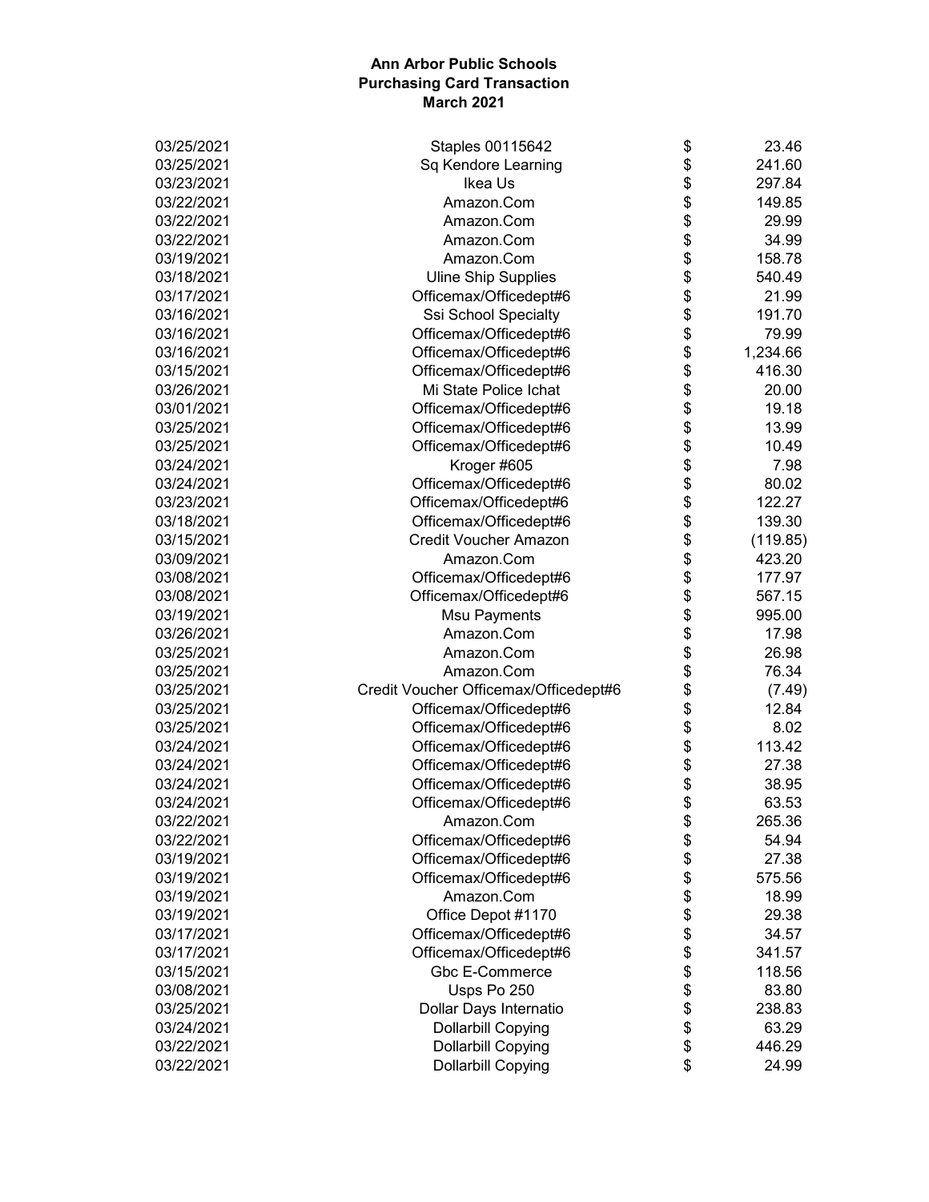**Ann Arbor Public Schools**
**Purchasing Card Transaction**
**March 2021**

| | | | |
|---|---|---|---|
| 03/25/2021 | Staples 00115642 | $ | 23.46 |
| 03/25/2021 | Sq Kendore Learning | $ | 241.60 |
| 03/23/2021 | Ikea Us | $ | 297.84 |
| 03/22/2021 | Amazon.Com | $ | 149.85 |
| 03/22/2021 | Amazon.Com | $ | 29.99 |
| 03/22/2021 | Amazon.Com | $ | 34.99 |
| 03/19/2021 | Amazon.Com | $ | 158.78 |
| 03/18/2021 | Uline Ship Supplies | $ | 540.49 |
| 03/17/2021 | Officemax/Officedept#6 | $ | 21.99 |
| 03/16/2021 | Ssi School Specialty | $ | 191.70 |
| 03/16/2021 | Officemax/Officedept#6 | $ | 79.99 |
| 03/16/2021 | Officemax/Officedept#6 | $ | 1,234.66 |
| 03/15/2021 | Officemax/Officedept#6 | $ | 416.30 |
| 03/26/2021 | Mi State Police Ichat | $ | 20.00 |
| 03/01/2021 | Officemax/Officedept#6 | $ | 19.18 |
| 03/25/2021 | Officemax/Officedept#6 | $ | 13.99 |
| 03/25/2021 | Officemax/Officedept#6 | $ | 10.49 |
| 03/24/2021 | Kroger #605 | $ | 7.98 |
| 03/24/2021 | Officemax/Officedept#6 | $ | 80.02 |
| 03/23/2021 | Officemax/Officedept#6 | $ | 122.27 |
| 03/18/2021 | Officemax/Officedept#6 | $ | 139.30 |
| 03/15/2021 | Credit Voucher Amazon | $ | (119.85) |
| 03/09/2021 | Amazon.Com | $ | 423.20 |
| 03/08/2021 | Officemax/Officedept#6 | $ | 177.97 |
| 03/08/2021 | Officemax/Officedept#6 | $ | 567.15 |
| 03/19/2021 | Msu Payments | $ | 995.00 |
| 03/26/2021 | Amazon.Com | $ | 17.98 |
| 03/25/2021 | Amazon.Com | $ | 26.98 |
| 03/25/2021 | Amazon.Com | $ | 76.34 |
| 03/25/2021 | Credit Voucher Officemax/Officedept#6 | $ | (7.49) |
| 03/25/2021 | Officemax/Officedept#6 | $ | 12.84 |
| 03/25/2021 | Officemax/Officedept#6 | $ | 8.02 |
| 03/24/2021 | Officemax/Officedept#6 | $ | 113.42 |
| 03/24/2021 | Officemax/Officedept#6 | $ | 27.38 |
| 03/24/2021 | Officemax/Officedept#6 | $ | 38.95 |
| 03/24/2021 | Officemax/Officedept#6 | $ | 63.53 |
| 03/22/2021 | Amazon.Com | $ | 265.36 |
| 03/22/2021 | Officemax/Officedept#6 | $ | 54.94 |
| 03/19/2021 | Officemax/Officedept#6 | $ | 27.38 |
| 03/19/2021 | Officemax/Officedept#6 | $ | 575.56 |
| 03/19/2021 | Amazon.Com | $ | 18.99 |
| 03/19/2021 | Office Depot #1170 | $ | 29.38 |
| 03/17/2021 | Officemax/Officedept#6 | $ | 34.57 |
| 03/17/2021 | Officemax/Officedept#6 | $ | 341.57 |
| 03/15/2021 | Gbc E-Commerce | $ | 118.56 |
| 03/08/2021 | Usps Po 250 | $ | 83.80 |
| 03/25/2021 | Dollar Days Internatio | $ | 238.83 |
| 03/24/2021 | Dollarbill Copying | $ | 63.29 |
| 03/22/2021 | Dollarbill Copying | $ | 446.29 |
| 03/22/2021 | Dollarbill Copying | $ | 24.99 |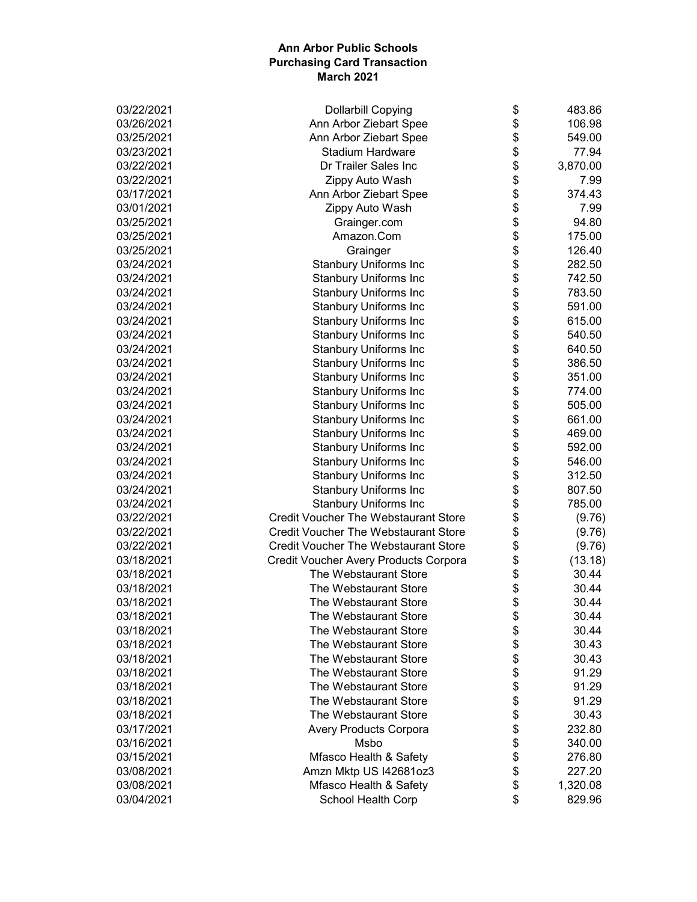**Ann Arbor Public Schools**
**Purchasing Card Transaction**
**March 2021**

| | | | |
|---|---|---|---|
| 03/22/2021 | Dollarbill Copying | $ | 483.86 |
| 03/26/2021 | Ann Arbor Ziebart Spee | $ | 106.98 |
| 03/25/2021 | Ann Arbor Ziebart Spee | $ | 549.00 |
| 03/23/2021 | Stadium Hardware | $ | 77.94 |
| 03/22/2021 | Dr Trailer Sales Inc | $ | 3,870.00 |
| 03/22/2021 | Zippy Auto Wash | $ | 7.99 |
| 03/17/2021 | Ann Arbor Ziebart Spee | $ | 374.43 |
| 03/01/2021 | Zippy Auto Wash | $ | 7.99 |
| 03/25/2021 | Grainger.com | $ | 94.80 |
| 03/25/2021 | Amazon.Com | $ | 175.00 |
| 03/25/2021 | Grainger | $ | 126.40 |
| 03/24/2021 | Stanbury Uniforms Inc | $ | 282.50 |
| 03/24/2021 | Stanbury Uniforms Inc | $ | 742.50 |
| 03/24/2021 | Stanbury Uniforms Inc | $ | 783.50 |
| 03/24/2021 | Stanbury Uniforms Inc | $ | 591.00 |
| 03/24/2021 | Stanbury Uniforms Inc | $ | 615.00 |
| 03/24/2021 | Stanbury Uniforms Inc | $ | 540.50 |
| 03/24/2021 | Stanbury Uniforms Inc | $ | 640.50 |
| 03/24/2021 | Stanbury Uniforms Inc | $ | 386.50 |
| 03/24/2021 | Stanbury Uniforms Inc | $ | 351.00 |
| 03/24/2021 | Stanbury Uniforms Inc | $ | 774.00 |
| 03/24/2021 | Stanbury Uniforms Inc | $ | 505.00 |
| 03/24/2021 | Stanbury Uniforms Inc | $ | 661.00 |
| 03/24/2021 | Stanbury Uniforms Inc | $ | 469.00 |
| 03/24/2021 | Stanbury Uniforms Inc | $ | 592.00 |
| 03/24/2021 | Stanbury Uniforms Inc | $ | 546.00 |
| 03/24/2021 | Stanbury Uniforms Inc | $ | 312.50 |
| 03/24/2021 | Stanbury Uniforms Inc | $ | 807.50 |
| 03/24/2021 | Stanbury Uniforms Inc | $ | 785.00 |
| 03/22/2021 | Credit Voucher The Webstaurant Store | $ | (9.76) |
| 03/22/2021 | Credit Voucher The Webstaurant Store | $ | (9.76) |
| 03/22/2021 | Credit Voucher The Webstaurant Store | $ | (9.76) |
| 03/18/2021 | Credit Voucher Avery Products Corpora | $ | (13.18) |
| 03/18/2021 | The Webstaurant Store | $ | 30.44 |
| 03/18/2021 | The Webstaurant Store | $ | 30.44 |
| 03/18/2021 | The Webstaurant Store | $ | 30.44 |
| 03/18/2021 | The Webstaurant Store | $ | 30.44 |
| 03/18/2021 | The Webstaurant Store | $ | 30.44 |
| 03/18/2021 | The Webstaurant Store | $ | 30.43 |
| 03/18/2021 | The Webstaurant Store | $ | 30.43 |
| 03/18/2021 | The Webstaurant Store | $ | 91.29 |
| 03/18/2021 | The Webstaurant Store | $ | 91.29 |
| 03/18/2021 | The Webstaurant Store | $ | 91.29 |
| 03/18/2021 | The Webstaurant Store | $ | 30.43 |
| 03/17/2021 | Avery Products Corpora | $ | 232.80 |
| 03/16/2021 | Msbo | $ | 340.00 |
| 03/15/2021 | Mfasco Health & Safety | $ | 276.80 |
| 03/08/2021 | Amzn Mktp US I42681oz3 | $ | 227.20 |
| 03/08/2021 | Mfasco Health & Safety | $ | 1,320.08 |
| 03/04/2021 | School Health Corp | $ | 829.96 |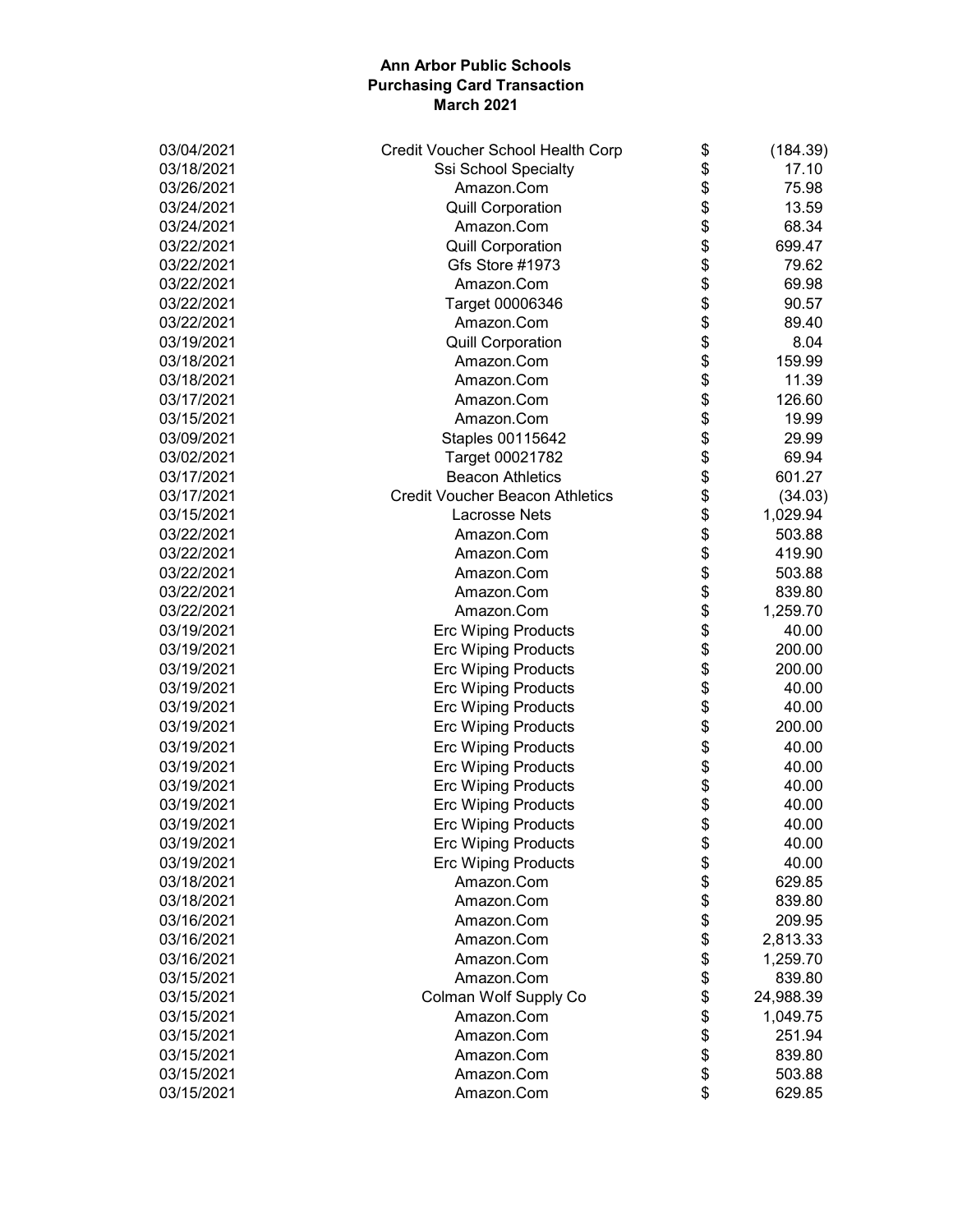**Ann Arbor Public Schools**
**Purchasing Card Transaction**
**March 2021**

| | | | |
|---|---|---|---|
| 03/04/2021 | Credit Voucher School Health Corp | $ | (184.39) |
| 03/18/2021 | Ssi School Specialty | $ | 17.10 |
| 03/26/2021 | Amazon.Com | $ | 75.98 |
| 03/24/2021 | Quill Corporation | $ | 13.59 |
| 03/24/2021 | Amazon.Com | $ | 68.34 |
| 03/22/2021 | Quill Corporation | $ | 699.47 |
| 03/22/2021 | Gfs Store #1973 | $ | 79.62 |
| 03/22/2021 | Amazon.Com | $ | 69.98 |
| 03/22/2021 | Target 00006346 | $ | 90.57 |
| 03/22/2021 | Amazon.Com | $ | 89.40 |
| 03/19/2021 | Quill Corporation | $ | 8.04 |
| 03/18/2021 | Amazon.Com | $ | 159.99 |
| 03/18/2021 | Amazon.Com | $ | 11.39 |
| 03/17/2021 | Amazon.Com | $ | 126.60 |
| 03/15/2021 | Amazon.Com | $ | 19.99 |
| 03/09/2021 | Staples 00115642 | $ | 29.99 |
| 03/02/2021 | Target 00021782 | $ | 69.94 |
| 03/17/2021 | Beacon Athletics | $ | 601.27 |
| 03/17/2021 | Credit Voucher Beacon Athletics | $ | (34.03) |
| 03/15/2021 | Lacrosse Nets | $ | 1,029.94 |
| 03/22/2021 | Amazon.Com | $ | 503.88 |
| 03/22/2021 | Amazon.Com | $ | 419.90 |
| 03/22/2021 | Amazon.Com | $ | 503.88 |
| 03/22/2021 | Amazon.Com | $ | 839.80 |
| 03/22/2021 | Amazon.Com | $ | 1,259.70 |
| 03/19/2021 | Erc Wiping Products | $ | 40.00 |
| 03/19/2021 | Erc Wiping Products | $ | 200.00 |
| 03/19/2021 | Erc Wiping Products | $ | 200.00 |
| 03/19/2021 | Erc Wiping Products | $ | 40.00 |
| 03/19/2021 | Erc Wiping Products | $ | 40.00 |
| 03/19/2021 | Erc Wiping Products | $ | 200.00 |
| 03/19/2021 | Erc Wiping Products | $ | 40.00 |
| 03/19/2021 | Erc Wiping Products | $ | 40.00 |
| 03/19/2021 | Erc Wiping Products | $ | 40.00 |
| 03/19/2021 | Erc Wiping Products | $ | 40.00 |
| 03/19/2021 | Erc Wiping Products | $ | 40.00 |
| 03/19/2021 | Erc Wiping Products | $ | 40.00 |
| 03/19/2021 | Erc Wiping Products | $ | 40.00 |
| 03/18/2021 | Amazon.Com | $ | 629.85 |
| 03/18/2021 | Amazon.Com | $ | 839.80 |
| 03/16/2021 | Amazon.Com | $ | 209.95 |
| 03/16/2021 | Amazon.Com | $ | 2,813.33 |
| 03/16/2021 | Amazon.Com | $ | 1,259.70 |
| 03/15/2021 | Amazon.Com | $ | 839.80 |
| 03/15/2021 | Colman Wolf Supply Co | $ | 24,988.39 |
| 03/15/2021 | Amazon.Com | $ | 1,049.75 |
| 03/15/2021 | Amazon.Com | $ | 251.94 |
| 03/15/2021 | Amazon.Com | $ | 839.80 |
| 03/15/2021 | Amazon.Com | $ | 503.88 |
| 03/15/2021 | Amazon.Com | $ | 629.85 |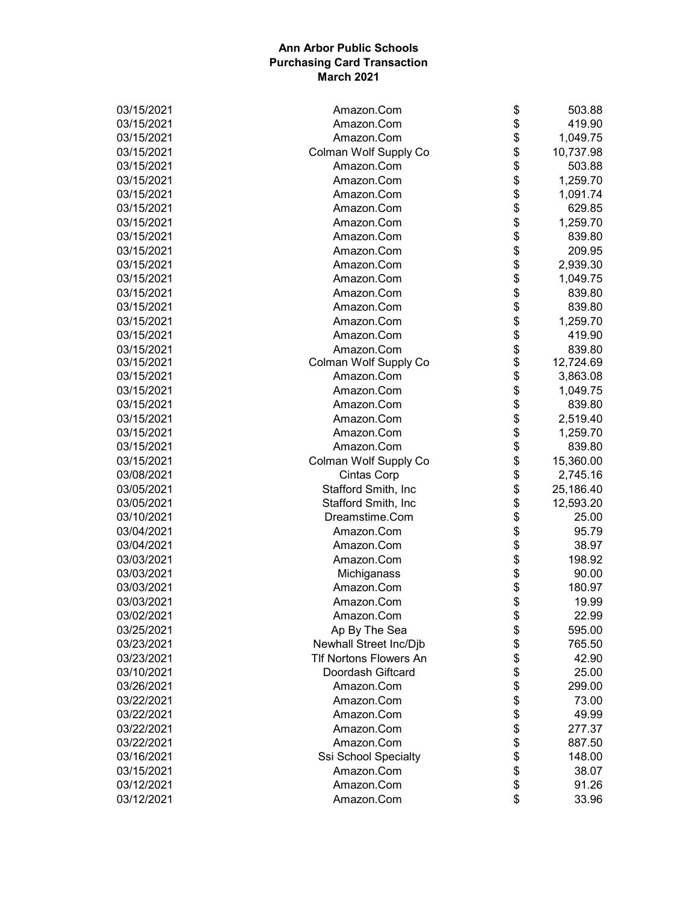**Ann Arbor Public Schools**
**Purchasing Card Transaction**
**March 2021**

| | | | |
|---|---|---|---|
| 03/15/2021 | Amazon.Com | $ | 503.88 |
| 03/15/2021 | Amazon.Com | $ | 419.90 |
| 03/15/2021 | Amazon.Com | $ | 1,049.75 |
| 03/15/2021 | Colman Wolf Supply Co | $ | 10,737.98 |
| 03/15/2021 | Amazon.Com | $ | 503.88 |
| 03/15/2021 | Amazon.Com | $ | 1,259.70 |
| 03/15/2021 | Amazon.Com | $ | 1,091.74 |
| 03/15/2021 | Amazon.Com | $ | 629.85 |
| 03/15/2021 | Amazon.Com | $ | 1,259.70 |
| 03/15/2021 | Amazon.Com | $ | 839.80 |
| 03/15/2021 | Amazon.Com | $ | 209.95 |
| 03/15/2021 | Amazon.Com | $ | 2,939.30 |
| 03/15/2021 | Amazon.Com | $ | 1,049.75 |
| 03/15/2021 | Amazon.Com | $ | 839.80 |
| 03/15/2021 | Amazon.Com | $ | 839.80 |
| 03/15/2021 | Amazon.Com | $ | 1,259.70 |
| 03/15/2021 | Amazon.Com | $ | 419.90 |
| 03/15/2021 | Amazon.Com | $ | 839.80 |
| 03/15/2021 | Colman Wolf Supply Co | $ | 12,724.69 |
| 03/15/2021 | Amazon.Com | $ | 3,863.08 |
| 03/15/2021 | Amazon.Com | $ | 1,049.75 |
| 03/15/2021 | Amazon.Com | $ | 839.80 |
| 03/15/2021 | Amazon.Com | $ | 2,519.40 |
| 03/15/2021 | Amazon.Com | $ | 1,259.70 |
| 03/15/2021 | Amazon.Com | $ | 839.80 |
| 03/15/2021 | Colman Wolf Supply Co | $ | 15,360.00 |
| 03/08/2021 | Cintas Corp | $ | 2,745.16 |
| 03/05/2021 | Stafford Smith, Inc | $ | 25,186.40 |
| 03/05/2021 | Stafford Smith, Inc | $ | 12,593.20 |
| 03/10/2021 | Dreamstime.Com | $ | 25.00 |
| 03/04/2021 | Amazon.Com | $ | 95.79 |
| 03/04/2021 | Amazon.Com | $ | 38.97 |
| 03/03/2021 | Amazon.Com | $ | 198.92 |
| 03/03/2021 | Michiganass | $ | 90.00 |
| 03/03/2021 | Amazon.Com | $ | 180.97 |
| 03/03/2021 | Amazon.Com | $ | 19.99 |
| 03/02/2021 | Amazon.Com | $ | 22.99 |
| 03/25/2021 | Ap By The Sea | $ | 595.00 |
| 03/23/2021 | Newhall Street Inc/Djb | $ | 765.50 |
| 03/23/2021 | Tlf Nortons Flowers An | $ | 42.90 |
| 03/10/2021 | Doordash Giftcard | $ | 25.00 |
| 03/26/2021 | Amazon.Com | $ | 299.00 |
| 03/22/2021 | Amazon.Com | $ | 73.00 |
| 03/22/2021 | Amazon.Com | $ | 49.99 |
| 03/22/2021 | Amazon.Com | $ | 277.37 |
| 03/22/2021 | Amazon.Com | $ | 887.50 |
| 03/16/2021 | Ssi School Specialty | $ | 148.00 |
| 03/15/2021 | Amazon.Com | $ | 38.07 |
| 03/12/2021 | Amazon.Com | $ | 91.26 |
| 03/12/2021 | Amazon.Com | $ | 33.96 |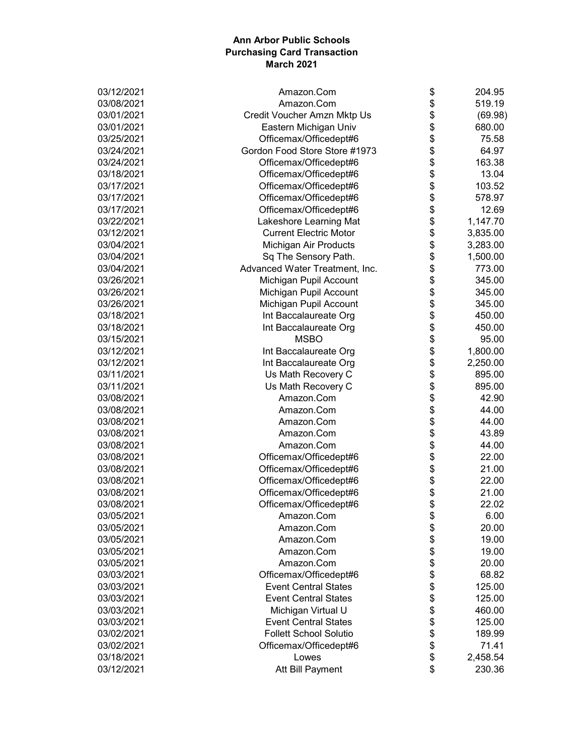**Ann Arbor Public Schools**
**Purchasing Card Transaction**
**March 2021**

| | | | |
|---|---|---|---|
| 03/12/2021 | Amazon.Com | $ | 204.95 |
| 03/08/2021 | Amazon.Com | $ | 519.19 |
| 03/01/2021 | Credit Voucher Amzn Mktp Us | $ | (69.98) |
| 03/01/2021 | Eastern Michigan Univ | $ | 680.00 |
| 03/25/2021 | Officemax/Officedept#6 | $ | 75.58 |
| 03/24/2021 | Gordon Food Store Store #1973 | $ | 64.97 |
| 03/24/2021 | Officemax/Officedept#6 | $ | 163.38 |
| 03/18/2021 | Officemax/Officedept#6 | $ | 13.04 |
| 03/17/2021 | Officemax/Officedept#6 | $ | 103.52 |
| 03/17/2021 | Officemax/Officedept#6 | $ | 578.97 |
| 03/17/2021 | Officemax/Officedept#6 | $ | 12.69 |
| 03/22/2021 | Lakeshore Learning Mat | $ | 1,147.70 |
| 03/12/2021 | Current Electric Motor | $ | 3,835.00 |
| 03/04/2021 | Michigan Air Products | $ | 3,283.00 |
| 03/04/2021 | Sq The Sensory Path. | $ | 1,500.00 |
| 03/04/2021 | Advanced Water Treatment, Inc. | $ | 773.00 |
| 03/26/2021 | Michigan Pupil Account | $ | 345.00 |
| 03/26/2021 | Michigan Pupil Account | $ | 345.00 |
| 03/26/2021 | Michigan Pupil Account | $ | 345.00 |
| 03/18/2021 | Int Baccalaureate Org | $ | 450.00 |
| 03/18/2021 | Int Baccalaureate Org | $ | 450.00 |
| 03/15/2021 | MSBO | $ | 95.00 |
| 03/12/2021 | Int Baccalaureate Org | $ | 1,800.00 |
| 03/12/2021 | Int Baccalaureate Org | $ | 2,250.00 |
| 03/11/2021 | Us Math Recovery C | $ | 895.00 |
| 03/11/2021 | Us Math Recovery C | $ | 895.00 |
| 03/08/2021 | Amazon.Com | $ | 42.90 |
| 03/08/2021 | Amazon.Com | $ | 44.00 |
| 03/08/2021 | Amazon.Com | $ | 44.00 |
| 03/08/2021 | Amazon.Com | $ | 43.89 |
| 03/08/2021 | Amazon.Com | $ | 44.00 |
| 03/08/2021 | Officemax/Officedept#6 | $ | 22.00 |
| 03/08/2021 | Officemax/Officedept#6 | $ | 21.00 |
| 03/08/2021 | Officemax/Officedept#6 | $ | 22.00 |
| 03/08/2021 | Officemax/Officedept#6 | $ | 21.00 |
| 03/08/2021 | Officemax/Officedept#6 | $ | 22.02 |
| 03/05/2021 | Amazon.Com | $ | 6.00 |
| 03/05/2021 | Amazon.Com | $ | 20.00 |
| 03/05/2021 | Amazon.Com | $ | 19.00 |
| 03/05/2021 | Amazon.Com | $ | 19.00 |
| 03/05/2021 | Amazon.Com | $ | 20.00 |
| 03/03/2021 | Officemax/Officedept#6 | $ | 68.82 |
| 03/03/2021 | Event Central States | $ | 125.00 |
| 03/03/2021 | Event Central States | $ | 125.00 |
| 03/03/2021 | Michigan Virtual U | $ | 460.00 |
| 03/03/2021 | Event Central States | $ | 125.00 |
| 03/02/2021 | Follett School Solutio | $ | 189.99 |
| 03/02/2021 | Officemax/Officedept#6 | $ | 71.41 |
| 03/18/2021 | Lowes | $ | 2,458.54 |
| 03/12/2021 | Att Bill Payment | $ | 230.36 |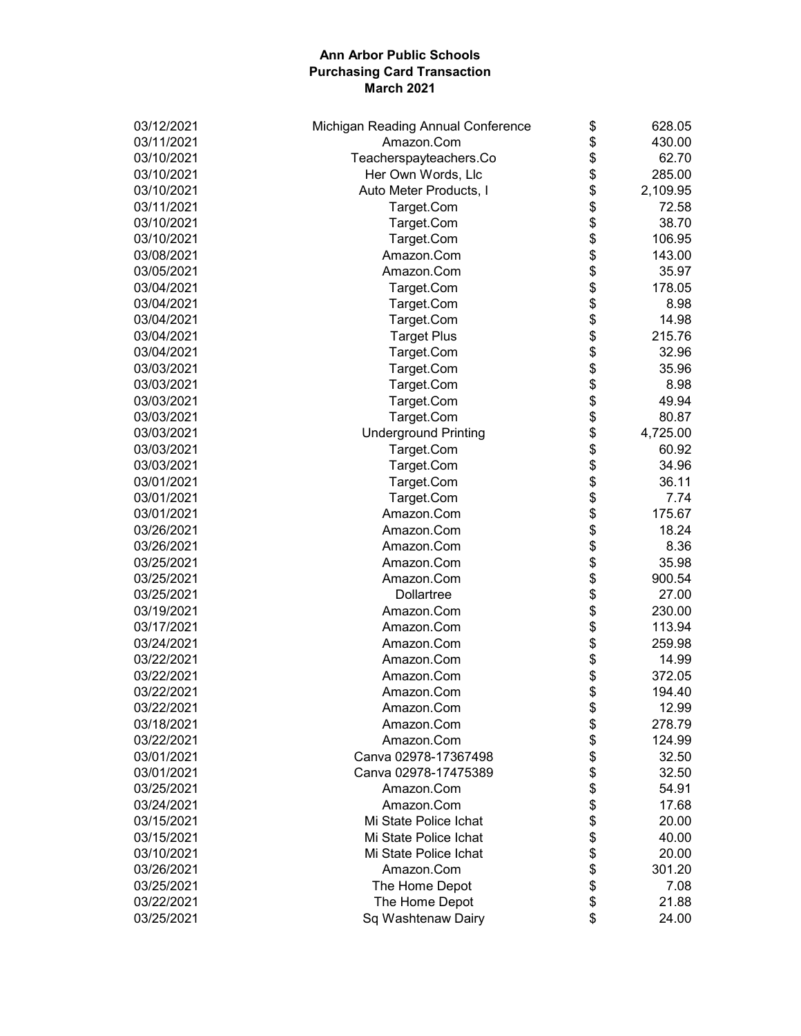**Ann Arbor Public Schools**
**Purchasing Card Transaction**
**March 2021**

| Date | Vendor | | Amount |
|---|---|---|---|
| 03/12/2021 | Michigan Reading Annual Conference | $ | 628.05 |
| 03/11/2021 | Amazon.Com | $ | 430.00 |
| 03/10/2021 | Teacherspayteachers.Co | $ | 62.70 |
| 03/10/2021 | Her Own Words, Llc | $ | 285.00 |
| 03/10/2021 | Auto Meter Products, I | $ | 2,109.95 |
| 03/11/2021 | Target.Com | $ | 72.58 |
| 03/10/2021 | Target.Com | $ | 38.70 |
| 03/10/2021 | Target.Com | $ | 106.95 |
| 03/08/2021 | Amazon.Com | $ | 143.00 |
| 03/05/2021 | Amazon.Com | $ | 35.97 |
| 03/04/2021 | Target.Com | $ | 178.05 |
| 03/04/2021 | Target.Com | $ | 8.98 |
| 03/04/2021 | Target.Com | $ | 14.98 |
| 03/04/2021 | Target Plus | $ | 215.76 |
| 03/04/2021 | Target.Com | $ | 32.96 |
| 03/03/2021 | Target.Com | $ | 35.96 |
| 03/03/2021 | Target.Com | $ | 8.98 |
| 03/03/2021 | Target.Com | $ | 49.94 |
| 03/03/2021 | Target.Com | $ | 80.87 |
| 03/03/2021 | Underground Printing | $ | 4,725.00 |
| 03/03/2021 | Target.Com | $ | 60.92 |
| 03/03/2021 | Target.Com | $ | 34.96 |
| 03/01/2021 | Target.Com | $ | 36.11 |
| 03/01/2021 | Target.Com | $ | 7.74 |
| 03/01/2021 | Amazon.Com | $ | 175.67 |
| 03/26/2021 | Amazon.Com | $ | 18.24 |
| 03/26/2021 | Amazon.Com | $ | 8.36 |
| 03/25/2021 | Amazon.Com | $ | 35.98 |
| 03/25/2021 | Amazon.Com | $ | 900.54 |
| 03/25/2021 | Dollartree | $ | 27.00 |
| 03/19/2021 | Amazon.Com | $ | 230.00 |
| 03/17/2021 | Amazon.Com | $ | 113.94 |
| 03/24/2021 | Amazon.Com | $ | 259.98 |
| 03/22/2021 | Amazon.Com | $ | 14.99 |
| 03/22/2021 | Amazon.Com | $ | 372.05 |
| 03/22/2021 | Amazon.Com | $ | 194.40 |
| 03/22/2021 | Amazon.Com | $ | 12.99 |
| 03/18/2021 | Amazon.Com | $ | 278.79 |
| 03/22/2021 | Amazon.Com | $ | 124.99 |
| 03/01/2021 | Canva 02978-17367498 | $ | 32.50 |
| 03/01/2021 | Canva 02978-17475389 | $ | 32.50 |
| 03/25/2021 | Amazon.Com | $ | 54.91 |
| 03/24/2021 | Amazon.Com | $ | 17.68 |
| 03/15/2021 | Mi State Police Ichat | $ | 20.00 |
| 03/15/2021 | Mi State Police Ichat | $ | 40.00 |
| 03/10/2021 | Mi State Police Ichat | $ | 20.00 |
| 03/26/2021 | Amazon.Com | $ | 301.20 |
| 03/25/2021 | The Home Depot | $ | 7.08 |
| 03/22/2021 | The Home Depot | $ | 21.88 |
| 03/25/2021 | Sq Washtenaw Dairy | $ | 24.00 |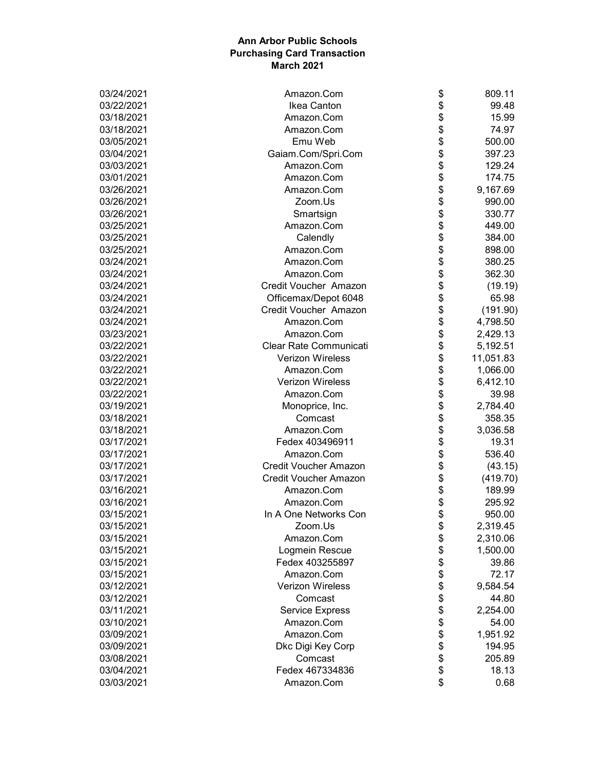**Ann Arbor Public Schools**
**Purchasing Card Transaction**
**March 2021**

| Date | Vendor | | Amount |
|---|---|---|---|
| 03/24/2021 | Amazon.Com | $ | 809.11 |
| 03/22/2021 | Ikea Canton | $ | 99.48 |
| 03/18/2021 | Amazon.Com | $ | 15.99 |
| 03/18/2021 | Amazon.Com | $ | 74.97 |
| 03/05/2021 | Emu Web | $ | 500.00 |
| 03/04/2021 | Gaiam.Com/Spri.Com | $ | 397.23 |
| 03/03/2021 | Amazon.Com | $ | 129.24 |
| 03/01/2021 | Amazon.Com | $ | 174.75 |
| 03/26/2021 | Amazon.Com | $ | 9,167.69 |
| 03/26/2021 | Zoom.Us | $ | 990.00 |
| 03/26/2021 | Smartsign | $ | 330.77 |
| 03/25/2021 | Amazon.Com | $ | 449.00 |
| 03/25/2021 | Calendly | $ | 384.00 |
| 03/25/2021 | Amazon.Com | $ | 898.00 |
| 03/24/2021 | Amazon.Com | $ | 380.25 |
| 03/24/2021 | Amazon.Com | $ | 362.30 |
| 03/24/2021 | Credit Voucher Amazon | $ | (19.19) |
| 03/24/2021 | Officemax/Depot 6048 | $ | 65.98 |
| 03/24/2021 | Credit Voucher Amazon | $ | (191.90) |
| 03/24/2021 | Amazon.Com | $ | 4,798.50 |
| 03/23/2021 | Amazon.Com | $ | 2,429.13 |
| 03/22/2021 | Clear Rate Communicati | $ | 5,192.51 |
| 03/22/2021 | Verizon Wireless | $ | 11,051.83 |
| 03/22/2021 | Amazon.Com | $ | 1,066.00 |
| 03/22/2021 | Verizon Wireless | $ | 6,412.10 |
| 03/22/2021 | Amazon.Com | $ | 39.98 |
| 03/19/2021 | Monoprice, Inc. | $ | 2,784.40 |
| 03/18/2021 | Comcast | $ | 358.35 |
| 03/18/2021 | Amazon.Com | $ | 3,036.58 |
| 03/17/2021 | Fedex 403496911 | $ | 19.31 |
| 03/17/2021 | Amazon.Com | $ | 536.40 |
| 03/17/2021 | Credit Voucher Amazon | $ | (43.15) |
| 03/17/2021 | Credit Voucher Amazon | $ | (419.70) |
| 03/16/2021 | Amazon.Com | $ | 189.99 |
| 03/16/2021 | Amazon.Com | $ | 295.92 |
| 03/15/2021 | In A One Networks Con | $ | 950.00 |
| 03/15/2021 | Zoom.Us | $ | 2,319.45 |
| 03/15/2021 | Amazon.Com | $ | 2,310.06 |
| 03/15/2021 | Logmein Rescue | $ | 1,500.00 |
| 03/15/2021 | Fedex 403255897 | $ | 39.86 |
| 03/15/2021 | Amazon.Com | $ | 72.17 |
| 03/12/2021 | Verizon Wireless | $ | 9,584.54 |
| 03/12/2021 | Comcast | $ | 44.80 |
| 03/11/2021 | Service Express | $ | 2,254.00 |
| 03/10/2021 | Amazon.Com | $ | 54.00 |
| 03/09/2021 | Amazon.Com | $ | 1,951.92 |
| 03/09/2021 | Dkc Digi Key Corp | $ | 194.95 |
| 03/08/2021 | Comcast | $ | 205.89 |
| 03/04/2021 | Fedex 467334836 | $ | 18.13 |
| 03/03/2021 | Amazon.Com | $ | 0.68 |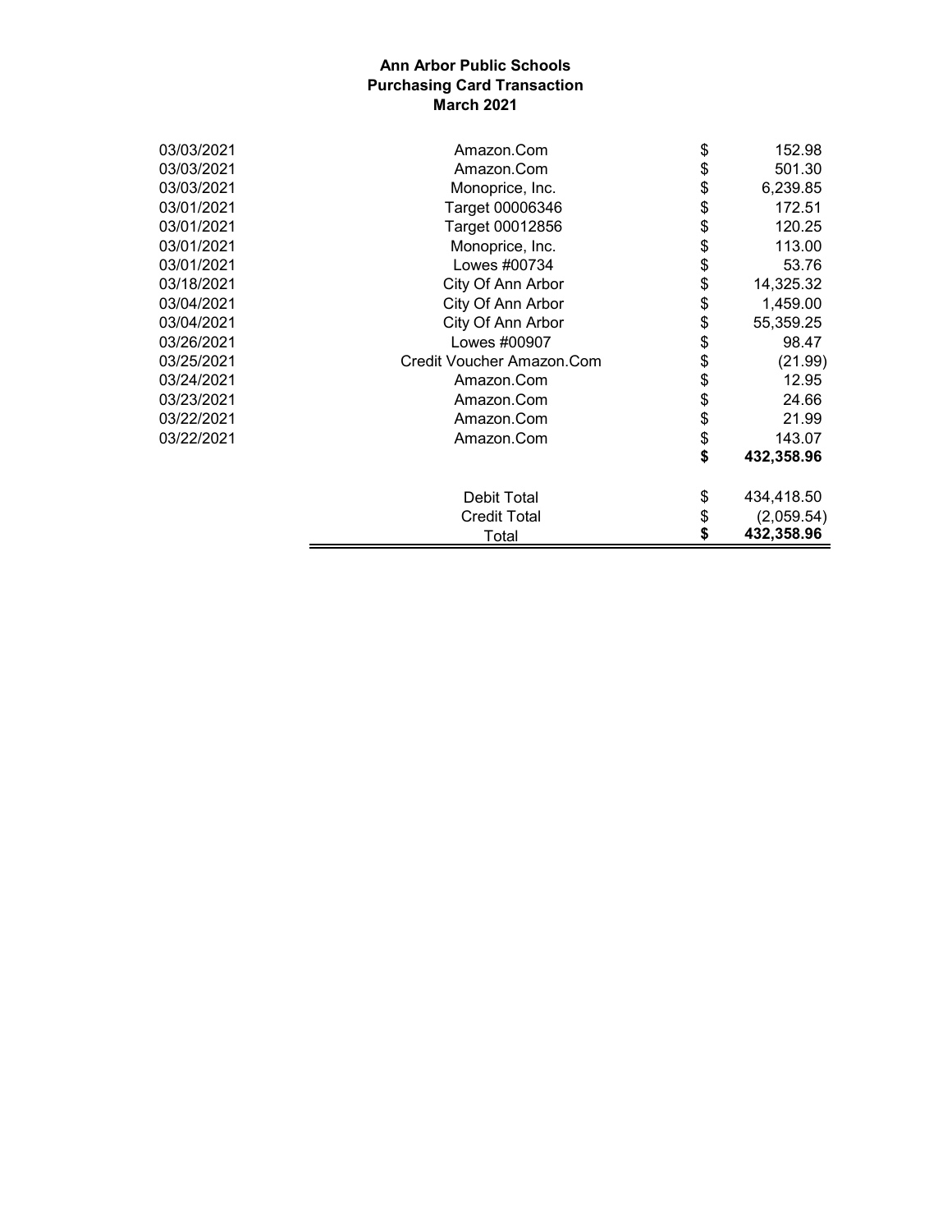**Ann Arbor Public Schools**
**Purchasing Card Transaction**
**March 2021**

| | | | |
|---|---|---|---|
| 03/03/2021 | Amazon.Com | $ | 152.98 |
| 03/03/2021 | Amazon.Com | $ | 501.30 |
| 03/03/2021 | Monoprice, Inc. | $ | 6,239.85 |
| 03/01/2021 | Target 00006346 | $ | 172.51 |
| 03/01/2021 | Target 00012856 | $ | 120.25 |
| 03/01/2021 | Monoprice, Inc. | $ | 113.00 |
| 03/01/2021 | Lowes #00734 | $ | 53.76 |
| 03/18/2021 | City Of Ann Arbor | $ | 14,325.32 |
| 03/04/2021 | City Of Ann Arbor | $ | 1,459.00 |
| 03/04/2021 | City Of Ann Arbor | $ | 55,359.25 |
| 03/26/2021 | Lowes #00907 | $ | 98.47 |
| 03/25/2021 | Credit Voucher Amazon.Com | $ | (21.99) |
| 03/24/2021 | Amazon.Com | $ | 12.95 |
| 03/23/2021 | Amazon.Com | $ | 24.66 |
| 03/22/2021 | Amazon.Com | $ | 21.99 |
| 03/22/2021 | Amazon.Com | $ | 143.07 |
| | | **$** | **432,358.96** |
| | Debit Total | $ | 434,418.50 |
| | Credit Total | $ | (2,059.54) |
| | Total | **$** | **432,358.96** |